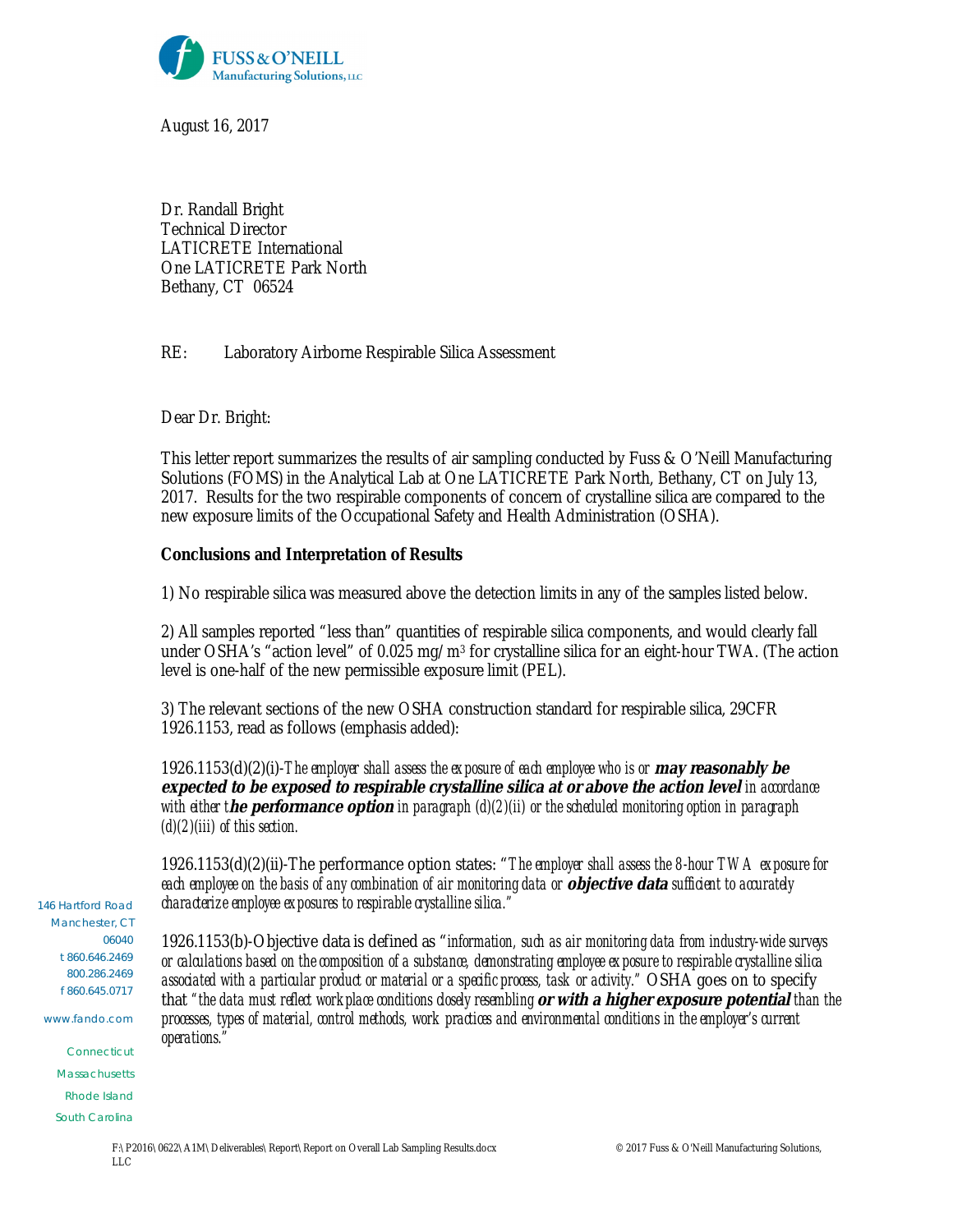FUSS & O'NEILL
Manufacturing Solutions, LLC

August 16, 2017

Dr. Randall Bright
Technical Director
LATICRETE International
One LATICRETE Park North
Bethany, CT 06524

RE: Laboratory Airborne Respirable Silica Assessment

Dear Dr. Bright:

This letter report summarizes the results of air sampling conducted by Fuss & O'Neill Manufacturing Solutions (FOMS) in the Analytical Lab at One LATICRETE Park North, Bethany, CT on July 13, 2017. Results for the two respirable components of concern of crystalline silica are compared to the new exposure limits of the Occupational Safety and Health Administration (OSHA).

**Conclusions and Interpretation of Results**

1) No respirable silica was measured above the detection limits in any of the samples listed below.

2) All samples reported "less than" quantities of respirable silica components, and would clearly fall under OSHA's "action level" of 0.025 mg/m$^3$ for crystalline silica for an eight-hour TWA. (The action level is one-half of the new permissible exposure limit (PEL).

3) The relevant sections of the new OSHA construction standard for respirable silica, 29CFR 1926.1153, read as follows (emphasis added):

1926.1153(d)(2)(i)-*The employer shall assess the exposure of each employee who is or* ***may reasonably be expected to be exposed to respirable crystalline silica at or above the action level*** *in accordance with either t****he performance option*** *in paragraph (d)(2)(ii) or the scheduled monitoring option in paragraph (d)(2)(iii) of this section.*

1926.1153(d)(2)(ii)-The performance option states: "*The employer shall assess the 8-hour TWA exposure for each employee on the basis of any combination of air monitoring data or* ***objective data*** *sufficient to accurately characterize employee exposures to respirable crystalline silica.*"

1926.1153(b)-Objective data is defined as "*information, such as air monitoring data from industry-wide surveys or calculations based on the composition of a substance, demonstrating employee exposure to respirable crystalline silica associated with a particular product or material or a specific process, task or activity.*" OSHA goes on to specify that "*the data must reflect workplace conditions closely resembling* ***or with a higher exposure potential*** *than the processes, types of material, control methods, work practices and environmental conditions in the employer's current operations.*"

146 Hartford Road
Manchester, CT
06040
t 860.646.2469
800.286.2469
f 860.645.0717

www.fando.com

Connecticut
Massachusetts
Rhode Island
South Carolina

F:\P2016\0622\A1M\Deliverables\Report\Report on Overall Lab Sampling Results.docx © 2017 Fuss & O'Neill Manufacturing Solutions, LLC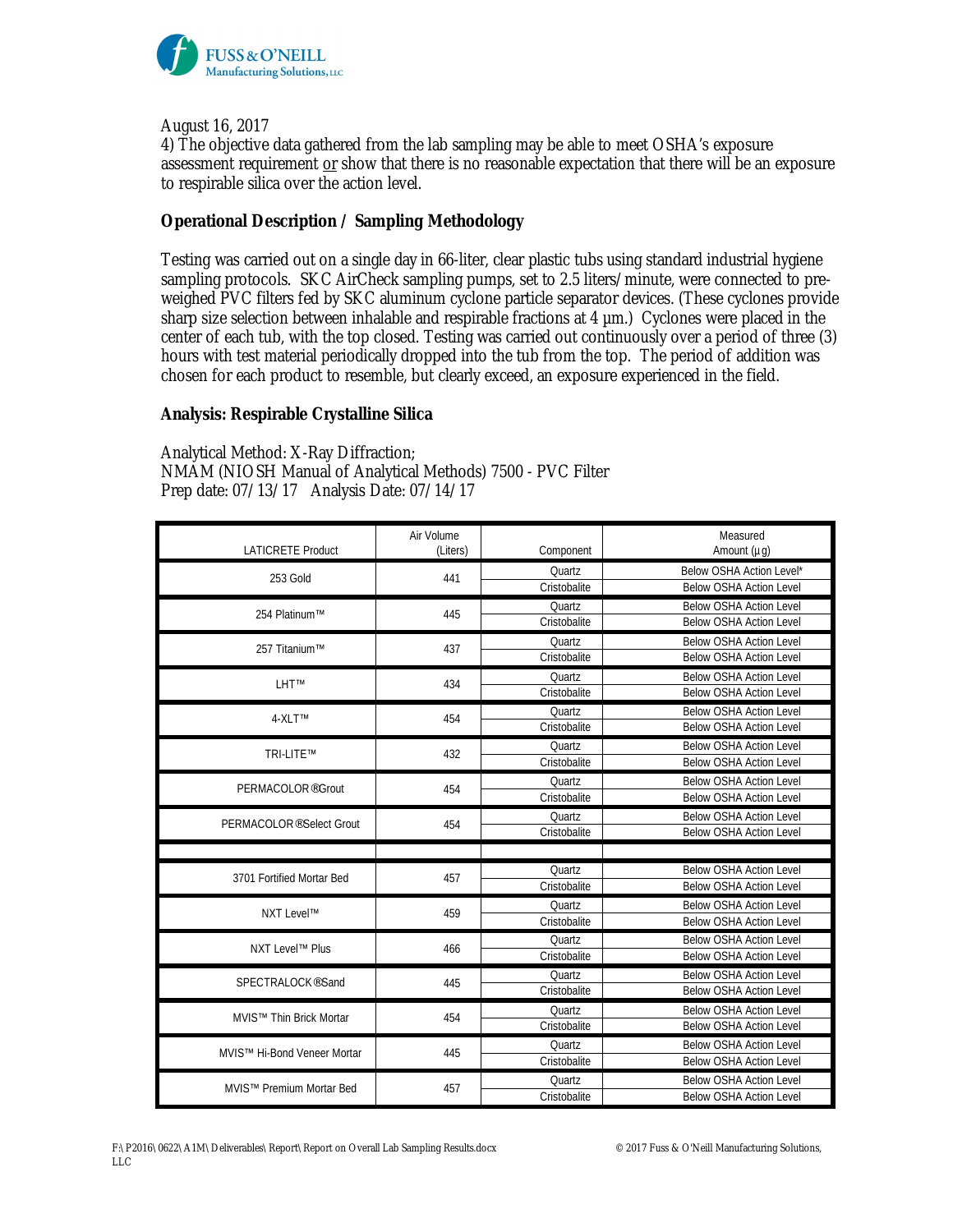August 16, 2017

4) The objective data gathered from the lab sampling may be able to meet OSHA's exposure assessment requirement or show that there is no reasonable expectation that there will be an exposure to respirable silica over the action level.

**Operational Description / Sampling Methodology**

Testing was carried out on a single day in 66-liter, clear plastic tubs using standard industrial hygiene sampling protocols. SKC AirCheck sampling pumps, set to 2.5 liters/minute, were connected to pre-weighed PVC filters fed by SKC aluminum cyclone particle separator devices. (These cyclones provide sharp size selection between inhalable and respirable fractions at 4 µm.) Cyclones were placed in the center of each tub, with the top closed. Testing was carried out continuously over a period of three (3) hours with test material periodically dropped into the tub from the top. The period of addition was chosen for each product to resemble, but clearly exceed, an exposure experienced in the field.

**Analysis: Respirable Crystalline Silica**

Analytical Method: X-Ray Diffraction;
NMAM (NIOSH Manual of Analytical Methods) 7500 - PVC Filter
Prep date: 07/13/17 Analysis Date: 07/14/17

| LATICRETE Product | Air Volume (Liters) | Component | Measured Amount (µg) |
|---|---|---|---|
| 253 Gold | 441 | Quartz | Below OSHA Action Level* |
| | | Cristobalite | Below OSHA Action Level |
| 254 Platinum™ | 445 | Quartz | Below OSHA Action Level |
| | | Cristobalite | Below OSHA Action Level |
| 257 Titanium™ | 437 | Quartz | Below OSHA Action Level |
| | | Cristobalite | Below OSHA Action Level |
| LHT™ | 434 | Quartz | Below OSHA Action Level |
| | | Cristobalite | Below OSHA Action Level |
| 4-XLT™ | 454 | Quartz | Below OSHA Action Level |
| | | Cristobalite | Below OSHA Action Level |
| TRI-LITE™ | 432 | Quartz | Below OSHA Action Level |
| | | Cristobalite | Below OSHA Action Level |
| PERMACOLOR®Grout | 454 | Quartz | Below OSHA Action Level |
| | | Cristobalite | Below OSHA Action Level |
| PERMACOLOR®Select Grout | 454 | Quartz | Below OSHA Action Level |
| | | Cristobalite | Below OSHA Action Level |
| | | | |
| 3701 Fortified Mortar Bed | 457 | Quartz | Below OSHA Action Level |
| | | Cristobalite | Below OSHA Action Level |
| NXT Level™ | 459 | Quartz | Below OSHA Action Level |
| | | Cristobalite | Below OSHA Action Level |
| NXT Level™ Plus | 466 | Quartz | Below OSHA Action Level |
| | | Cristobalite | Below OSHA Action Level |
| SPECTRALOCK®Sand | 445 | Quartz | Below OSHA Action Level |
| | | Cristobalite | Below OSHA Action Level |
| MVIS™ Thin Brick Mortar | 454 | Quartz | Below OSHA Action Level |
| | | Cristobalite | Below OSHA Action Level |
| MVIS™ Hi-Bond Veneer Mortar | 445 | Quartz | Below OSHA Action Level |
| | | Cristobalite | Below OSHA Action Level |
| MVIS™ Premium Mortar Bed | 457 | Quartz | Below OSHA Action Level |
| | | Cristobalite | Below OSHA Action Level |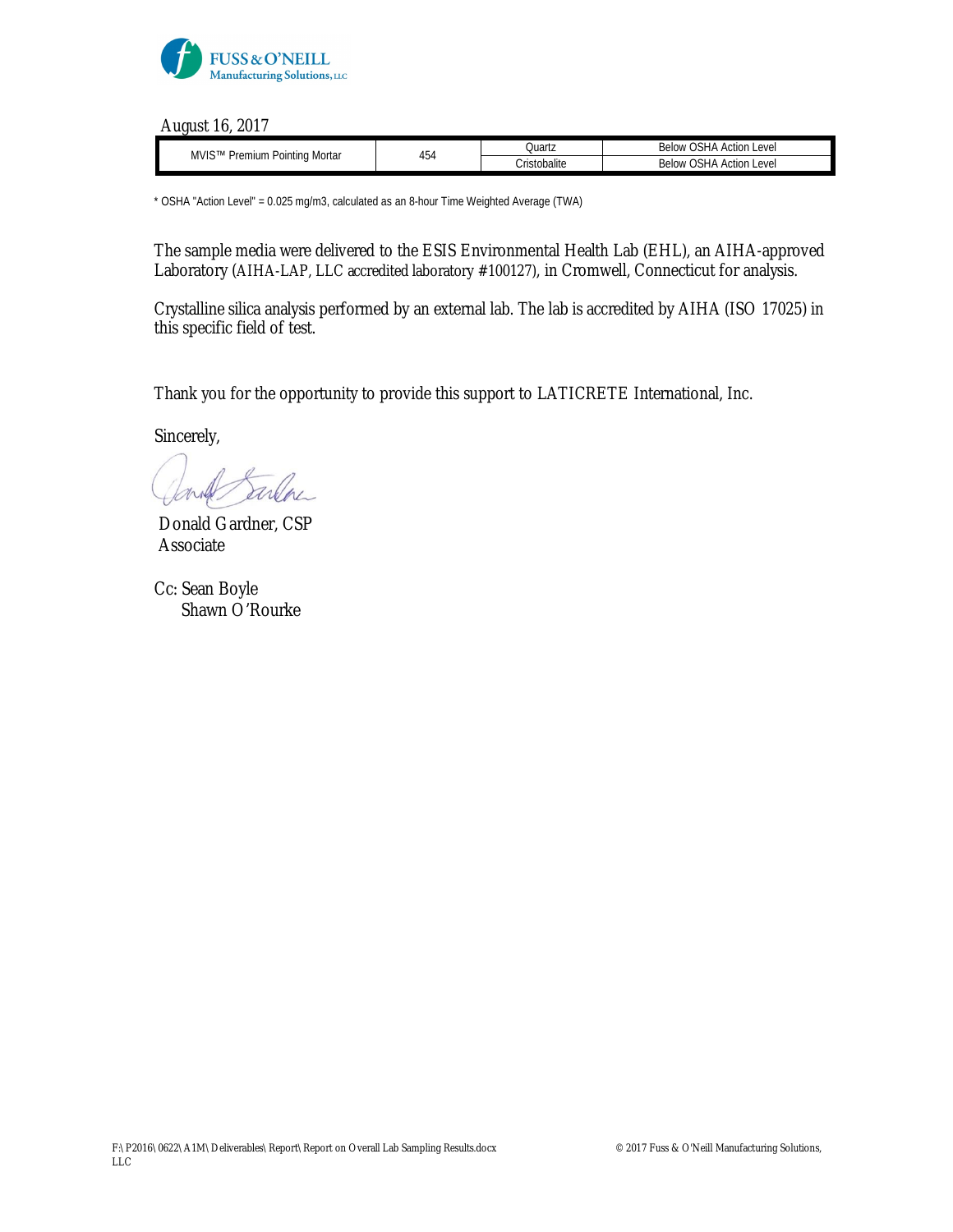August 16, 2017

| | | | |
|---|---|---|---|
| MVIS™ Premium Pointing Mortar | 454 | Quartz | Below OSHA Action Level |
| | | Cristobalite | Below OSHA Action Level |

* OSHA "Action Level" = 0.025 mg/m3, calculated as an 8-hour Time Weighted Average (TWA)

The sample media were delivered to the ESIS Environmental Health Lab (EHL), an AIHA-approved Laboratory (AIHA-LAP, LLC accredited laboratory #100127), in Cromwell, Connecticut for analysis.

Crystalline silica analysis performed by an external lab. The lab is accredited by AIHA (ISO 17025) in this specific field of test.

Thank you for the opportunity to provide this support to LATICRETE International, Inc.

Sincerely,

Donald Gardner, CSP
Associate

Cc: Sean Boyle
Shawn O'Rourke

F:\P2016\0622\A1M\Deliverables\Report\Report on Overall Lab Sampling Results.docx

© 2017 Fuss & O'Neill Manufacturing Solutions, LLC